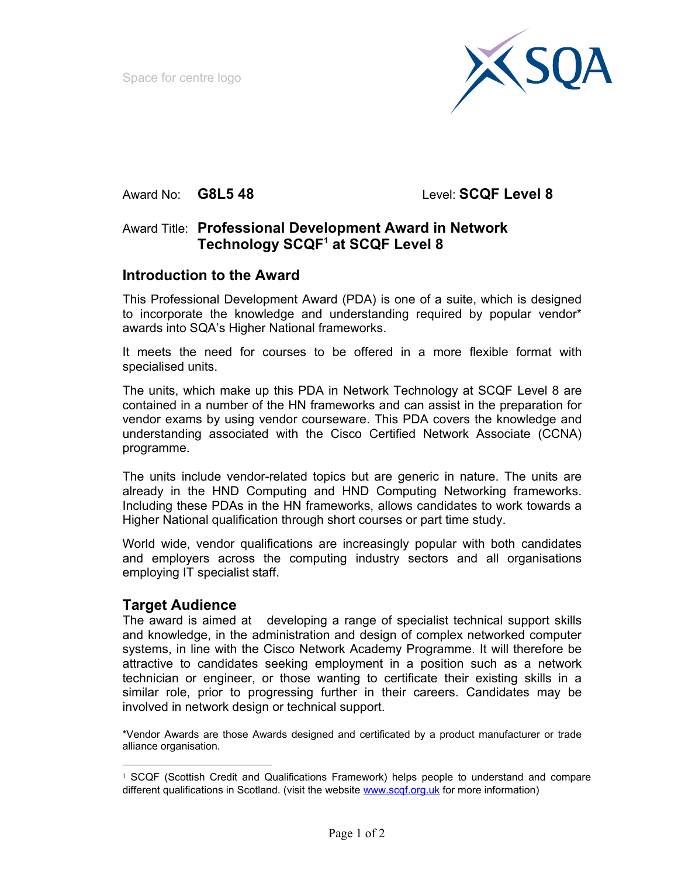Space for centre logo

Award No: **G8L5 48** Level: **SCQF Level 8**

Award Title: **Professional Development Award in Network Technology SCQF[1] at SCQF Level 8**

## Introduction to the Award

This Professional Development Award (PDA) is one of a suite, which is designed to incorporate the knowledge and understanding required by popular vendor* awards into SQA's Higher National frameworks.

It meets the need for courses to be offered in a more flexible format with specialised units.

The units, which make up this PDA in Network Technology at SCQF Level 8 are contained in a number of the HN frameworks and can assist in the preparation for vendor exams by using vendor courseware. This PDA covers the knowledge and understanding associated with the Cisco Certified Network Associate (CCNA) programme.

The units include vendor-related topics but are generic in nature. The units are already in the HND Computing and HND Computing Networking frameworks. Including these PDAs in the HN frameworks, allows candidates to work towards a Higher National qualification through short courses or part time study.

World wide, vendor qualifications are increasingly popular with both candidates and employers across the computing industry sectors and all organisations employing IT specialist staff.

## Target Audience

The award is aimed at developing a range of specialist technical support skills and knowledge, in the administration and design of complex networked computer systems, in line with the Cisco Network Academy Programme. It will therefore be attractive to candidates seeking employment in a position such as a network technician or engineer, or those wanting to certificate their existing skills in a similar role, prior to progressing further in their careers. Candidates may be involved in network design or technical support.

*Vendor Awards are those Awards designed and certificated by a product manufacturer or trade alliance organisation.

[1] SCQF (Scottish Credit and Qualifications Framework) helps people to understand and compare different qualifications in Scotland. (visit the website www.scqf.org.uk for more information)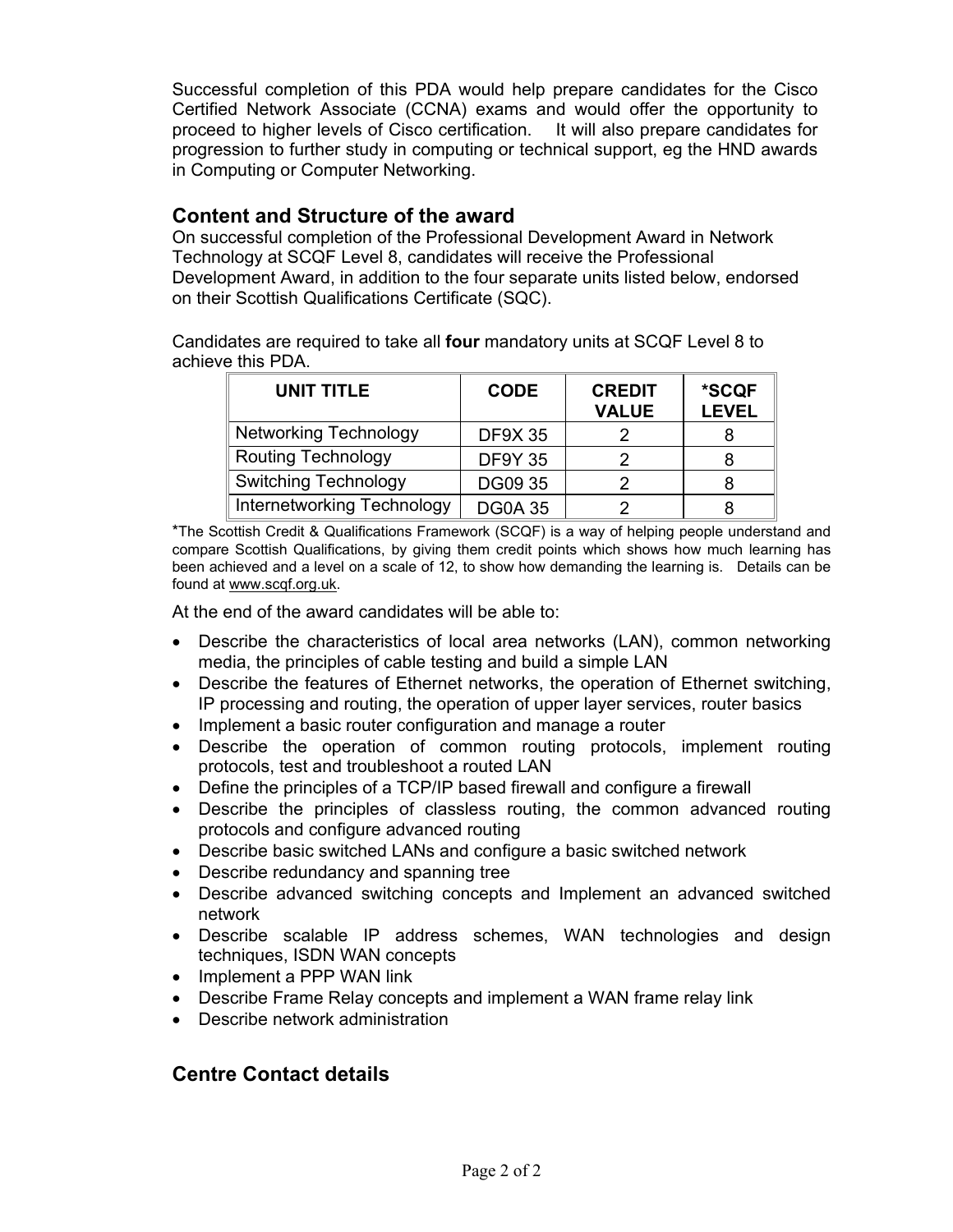Successful completion of this PDA would help prepare candidates for the Cisco Certified Network Associate (CCNA) exams and would offer the opportunity to proceed to higher levels of Cisco certification. It will also prepare candidates for progression to further study in computing or technical support, eg the HND awards in Computing or Computer Networking.

## Content and Structure of the award

On successful completion of the Professional Development Award in Network Technology at SCQF Level 8, candidates will receive the Professional Development Award, in addition to the four separate units listed below, endorsed on their Scottish Qualifications Certificate (SQC).

Candidates are required to take all **four** mandatory units at SCQF Level 8 to achieve this PDA.

| UNIT TITLE | CODE | CREDIT VALUE | *SCQF LEVEL |
|---|---|---|---|
| Networking Technology | DF9X 35 | 2 | 8 |
| Routing Technology | DF9Y 35 | 2 | 8 |
| Switching Technology | DG09 35 | 2 | 8 |
| Internetworking Technology | DG0A 35 | 2 | 8 |

*The Scottish Credit & Qualifications Framework (SCQF) is a way of helping people understand and compare Scottish Qualifications, by giving them credit points which shows how much learning has been achieved and a level on a scale of 12, to show how demanding the learning is. Details can be found at www.scqf.org.uk.

At the end of the award candidates will be able to:

- Describe the characteristics of local area networks (LAN), common networking media, the principles of cable testing and build a simple LAN
- Describe the features of Ethernet networks, the operation of Ethernet switching, IP processing and routing, the operation of upper layer services, router basics
- Implement a basic router configuration and manage a router
- Describe the operation of common routing protocols, implement routing protocols, test and troubleshoot a routed LAN
- Define the principles of a TCP/IP based firewall and configure a firewall
- Describe the principles of classless routing, the common advanced routing protocols and configure advanced routing
- Describe basic switched LANs and configure a basic switched network
- Describe redundancy and spanning tree
- Describe advanced switching concepts and Implement an advanced switched network
- Describe scalable IP address schemes, WAN technologies and design techniques, ISDN WAN concepts
- Implement a PPP WAN link
- Describe Frame Relay concepts and implement a WAN frame relay link
- Describe network administration

## Centre Contact details